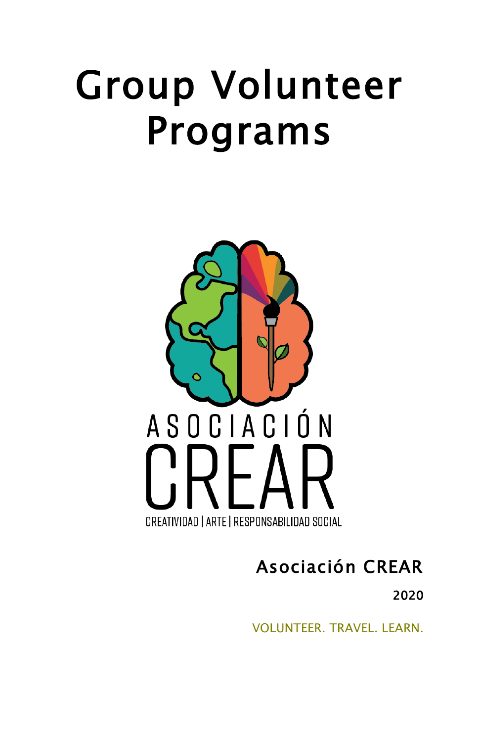# Group Volunteer Programs

ASOCIACIÓN

CREAR

CREATIVIDAD | ARTE | RESPONSABILIDAD SOCIAL

## Asociación CREAR

2020

VOLUNTEER. TRAVEL. LEARN.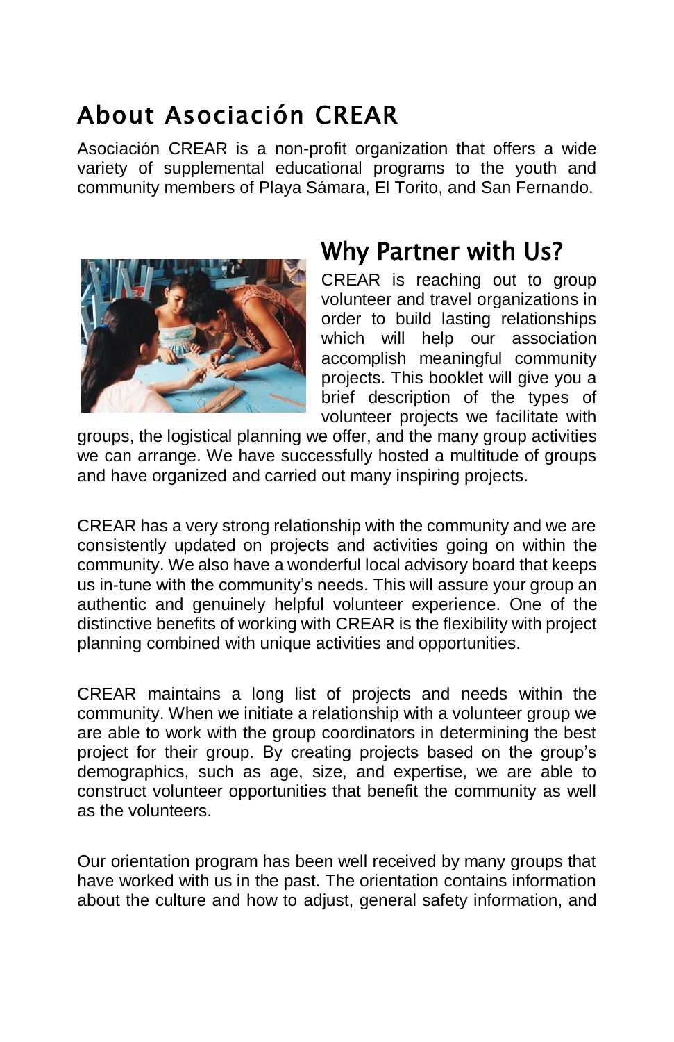# About Asociación CREAR

Asociación CREAR is a non-profit organization that offers a wide variety of supplemental educational programs to the youth and community members of Playa Sámara, El Torito, and San Fernando.

## Why Partner with Us?

CREAR is reaching out to group volunteer and travel organizations in order to build lasting relationships which will help our association accomplish meaningful community projects. This booklet will give you a brief description of the types of volunteer projects we facilitate with groups, the logistical planning we offer, and the many group activities we can arrange. We have successfully hosted a multitude of groups and have organized and carried out many inspiring projects.

CREAR has a very strong relationship with the community and we are consistently updated on projects and activities going on within the community. We also have a wonderful local advisory board that keeps us in-tune with the community's needs. This will assure your group an authentic and genuinely helpful volunteer experience. One of the distinctive benefits of working with CREAR is the flexibility with project planning combined with unique activities and opportunities.

CREAR maintains a long list of projects and needs within the community. When we initiate a relationship with a volunteer group we are able to work with the group coordinators in determining the best project for their group. By creating projects based on the group's demographics, such as age, size, and expertise, we are able to construct volunteer opportunities that benefit the community as well as the volunteers.

Our orientation program has been well received by many groups that have worked with us in the past. The orientation contains information about the culture and how to adjust, general safety information, and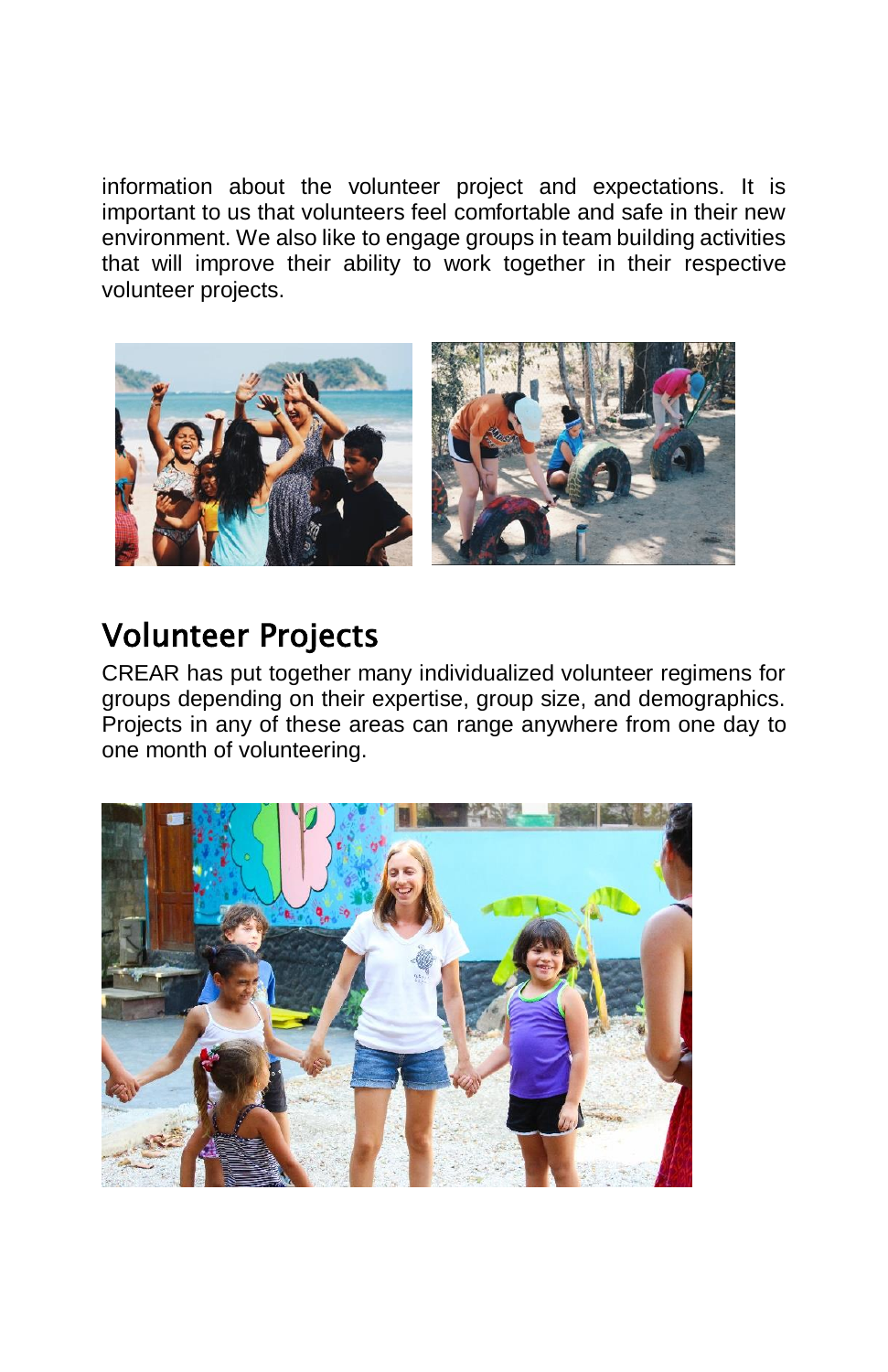information about the volunteer project and expectations. It is important to us that volunteers feel comfortable and safe in their new environment. We also like to engage groups in team building activities that will improve their ability to work together in their respective volunteer projects.

## Volunteer Projects

CREAR has put together many individualized volunteer regimens for groups depending on their expertise, group size, and demographics. Projects in any of these areas can range anywhere from one day to one month of volunteering.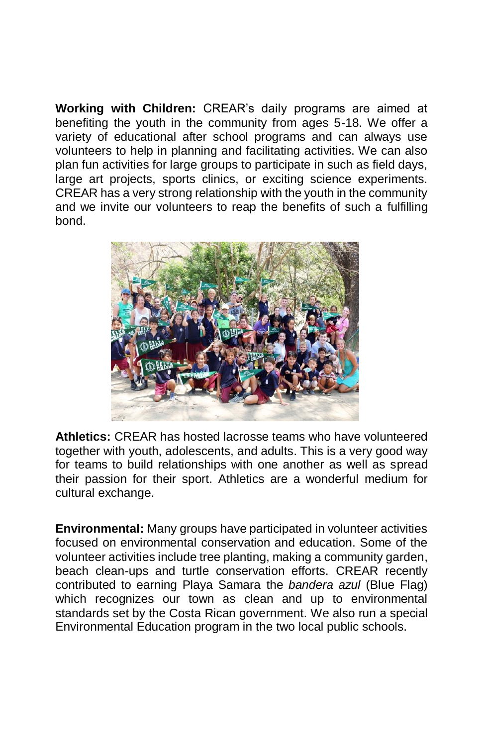**Working with Children:** CREAR's daily programs are aimed at benefiting the youth in the community from ages 5-18. We offer a variety of educational after school programs and can always use volunteers to help in planning and facilitating activities. We can also plan fun activities for large groups to participate in such as field days, large art projects, sports clinics, or exciting science experiments. CREAR has a very strong relationship with the youth in the community and we invite our volunteers to reap the benefits of such a fulfilling bond.

**Athletics:** CREAR has hosted lacrosse teams who have volunteered together with youth, adolescents, and adults. This is a very good way for teams to build relationships with one another as well as spread their passion for their sport. Athletics are a wonderful medium for cultural exchange.

**Environmental:** Many groups have participated in volunteer activities focused on environmental conservation and education. Some of the volunteer activities include tree planting, making a community garden, beach clean-ups and turtle conservation efforts. CREAR recently contributed to earning Playa Samara the *bandera azul* (Blue Flag) which recognizes our town as clean and up to environmental standards set by the Costa Rican government. We also run a special Environmental Education program in the two local public schools.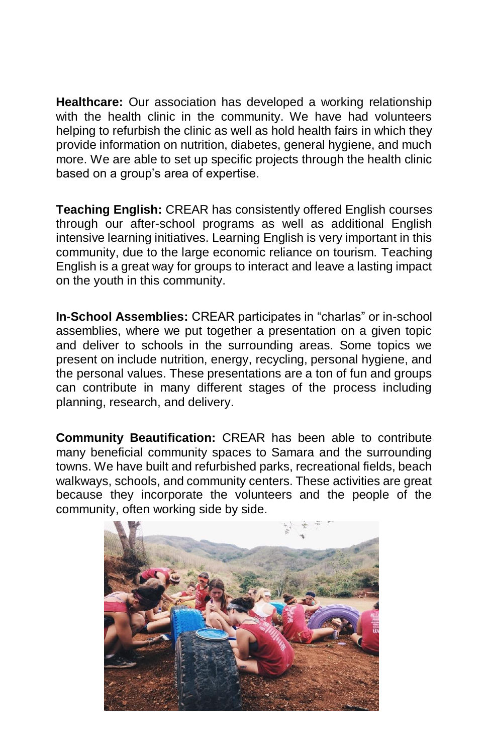**Healthcare:** Our association has developed a working relationship with the health clinic in the community. We have had volunteers helping to refurbish the clinic as well as hold health fairs in which they provide information on nutrition, diabetes, general hygiene, and much more. We are able to set up specific projects through the health clinic based on a group's area of expertise.

**Teaching English:** CREAR has consistently offered English courses through our after-school programs as well as additional English intensive learning initiatives. Learning English is very important in this community, due to the large economic reliance on tourism. Teaching English is a great way for groups to interact and leave a lasting impact on the youth in this community.

**In-School Assemblies:** CREAR participates in "charlas" or in-school assemblies, where we put together a presentation on a given topic and deliver to schools in the surrounding areas. Some topics we present on include nutrition, energy, recycling, personal hygiene, and the personal values. These presentations are a ton of fun and groups can contribute in many different stages of the process including planning, research, and delivery.

**Community Beautification:** CREAR has been able to contribute many beneficial community spaces to Samara and the surrounding towns. We have built and refurbished parks, recreational fields, beach walkways, schools, and community centers. These activities are great because they incorporate the volunteers and the people of the community, often working side by side.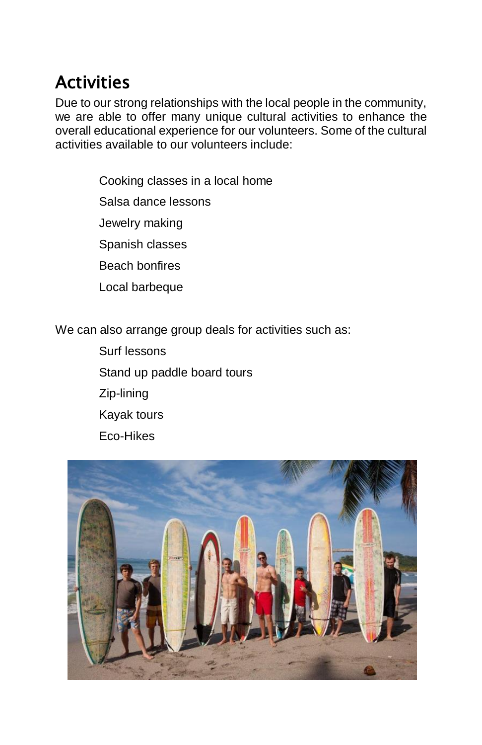## Activities

Due to our strong relationships with the local people in the community, we are able to offer many unique cultural activities to enhance the overall educational experience for our volunteers. Some of the cultural activities available to our volunteers include:

- Cooking classes in a local home
- Salsa dance lessons
- Jewelry making
- Spanish classes
- Beach bonfires
- Local barbeque

We can also arrange group deals for activities such as:

- Surf lessons
- Stand up paddle board tours
- Zip-lining
- Kayak tours
- Eco-Hikes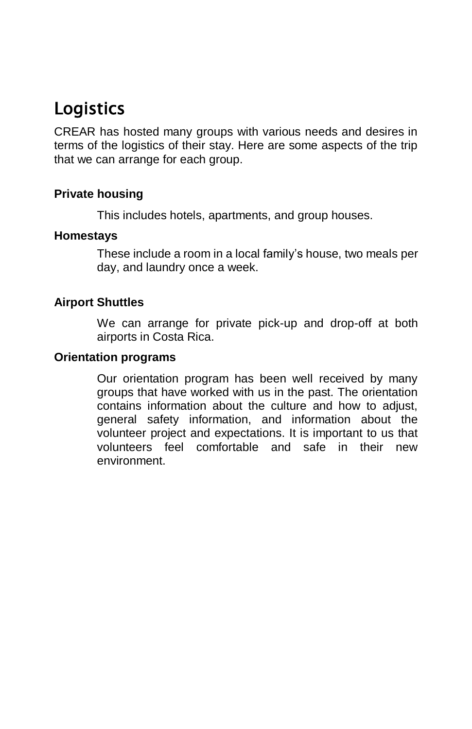## Logistics

CREAR has hosted many groups with various needs and desires in terms of the logistics of their stay. Here are some aspects of the trip that we can arrange for each group.

**Private housing**

This includes hotels, apartments, and group houses.

**Homestays**

These include a room in a local family's house, two meals per day, and laundry once a week.

**Airport Shuttles**

We can arrange for private pick-up and drop-off at both airports in Costa Rica.

**Orientation programs**

Our orientation program has been well received by many groups that have worked with us in the past. The orientation contains information about the culture and how to adjust, general safety information, and information about the volunteer project and expectations. It is important to us that volunteers feel comfortable and safe in their new environment.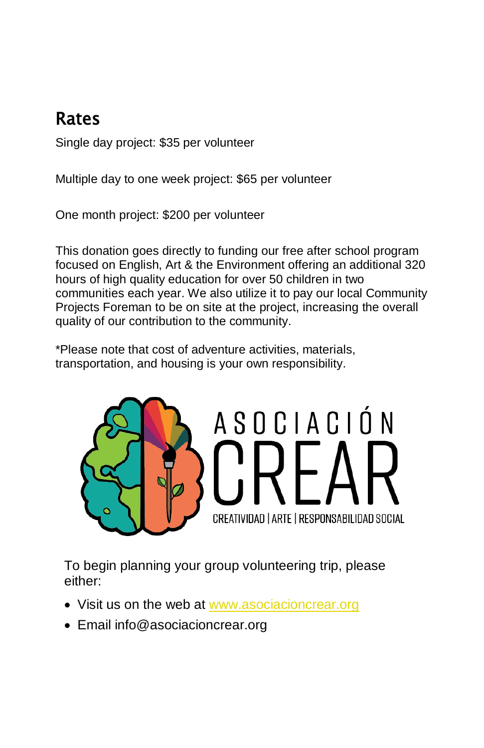## Rates

Single day project: $35 per volunteer

Multiple day to one week project: $65 per volunteer

One month project: $200 per volunteer

This donation goes directly to funding our free after school program focused on English, Art & the Environment offering an additional 320 hours of high quality education for over 50 children in two communities each year. We also utilize it to pay our local Community Projects Foreman to be on site at the project, increasing the overall quality of our contribution to the community.

*Please note that cost of adventure activities, materials, transportation, and housing is your own responsibility.

ASOCIACIÓN CREAR

CREATIVIDAD | ARTE | RESPONSABILIDAD SOCIAL

To begin planning your group volunteering trip, please either:

- Visit us on the web at [www.asociacioncrear.org](http://www.asociacioncrear.org)
- Email info@asociacioncrear.org